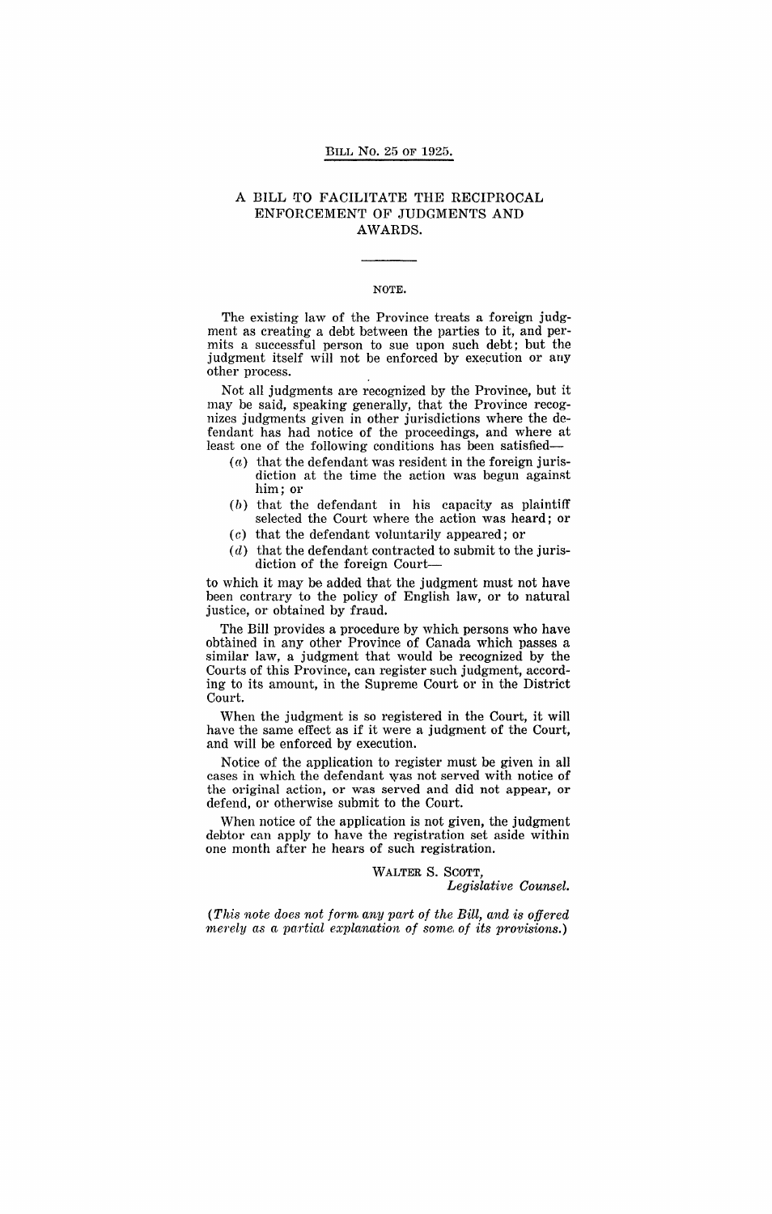BILL No. 25 OF 1925.

# A BILL TO FACILITATE THE RECIPROCAL ENFORCEMENT OF JUDGMENTS AND AWARDS.

## NOTE.

The existing law of the Province treats a foreign judgment as creating a debt between the parties to it, and permits a successful person to sue upon such debt; but the judgment itself will not be enforced by execution or any other process.

Not all judgments are recognized by the Province, but it may be said, speaking generally, that the Province recognizes judgments given in other jurisdictions where the defendant has had notice of the proceedings, and where at least one of the following conditions has been satisfied—

(*a*) that the defendant was resident in the foreign jurisdiction at the time the action was begun against him; or

(*b*) that the defendant in his capacity as plaintiff selected the Court where the action was heard; or

(*c*) that the defendant voluntarily appeared; or

(*d*) that the defendant contracted to submit to the jurisdiction of the foreign Court—

to which it may be added that the judgment must not have been contrary to the policy of English law, or to natural justice, or obtained by fraud.

The Bill provides a procedure by which persons who have obtained in any other Province of Canada which passes a similar law, a judgment that would be recognized by the Courts of this Province, can register such judgment, according to its amount, in the Supreme Court or in the District Court.

When the judgment is so registered in the Court, it will have the same effect as if it were a judgment of the Court, and will be enforced by execution.

Notice of the application to register must be given in all cases in which the defendant was not served with notice of the original action, or was served and did not appear, or defend, or otherwise submit to the Court.

When notice of the application is not given, the judgment debtor can apply to have the registration set aside within one month after he hears of such registration.

WALTER S. SCOTT,
*Legislative Counsel.*

(*This note does not form any part of the Bill, and is offered merely as a partial explanation of some of its provisions.*)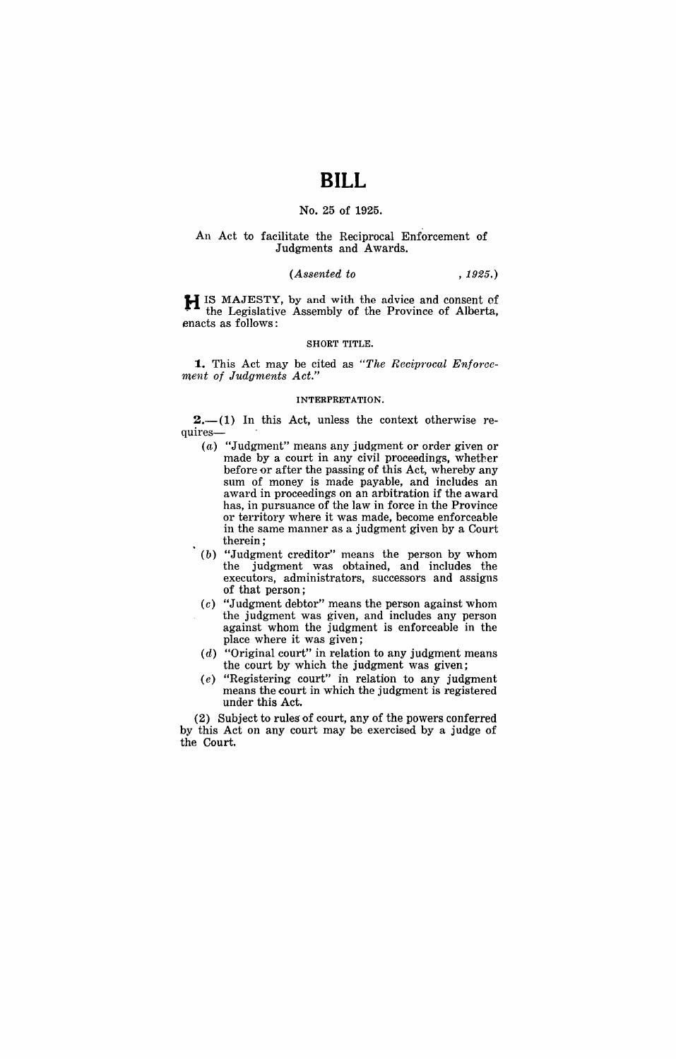# BILL

No. 25 of 1925.

An Act to facilitate the Reciprocal Enforcement of Judgments and Awards.

*(Assented to , 1925.)*

HIS MAJESTY, by and with the advice and consent of the Legislative Assembly of the Province of Alberta, enacts as follows:

### SHORT TITLE.

**1.** This Act may be cited as *"The Reciprocal Enforcement of Judgments Act."*

### INTERPRETATION.

**2.**—(1) In this Act, unless the context otherwise requires—

(*a*) "Judgment" means any judgment or order given or made by a court in any civil proceedings, whether before or after the passing of this Act, whereby any sum of money is made payable, and includes an award in proceedings on an arbitration if the award has, in pursuance of the law in force in the Province or territory where it was made, become enforceable in the same manner as a judgment given by a Court therein;

(*b*) "Judgment creditor" means the person by whom the judgment was obtained, and includes the executors, administrators, successors and assigns of that person;

(*c*) "Judgment debtor" means the person against whom the judgment was given, and includes any person against whom the judgment is enforceable in the place where it was given;

(*d*) "Original court" in relation to any judgment means the court by which the judgment was given;

(*e*) "Registering court" in relation to any judgment means the court in which the judgment is registered under this Act.

(2) Subject to rules of court, any of the powers conferred by this Act on any court may be exercised by a judge of the Court.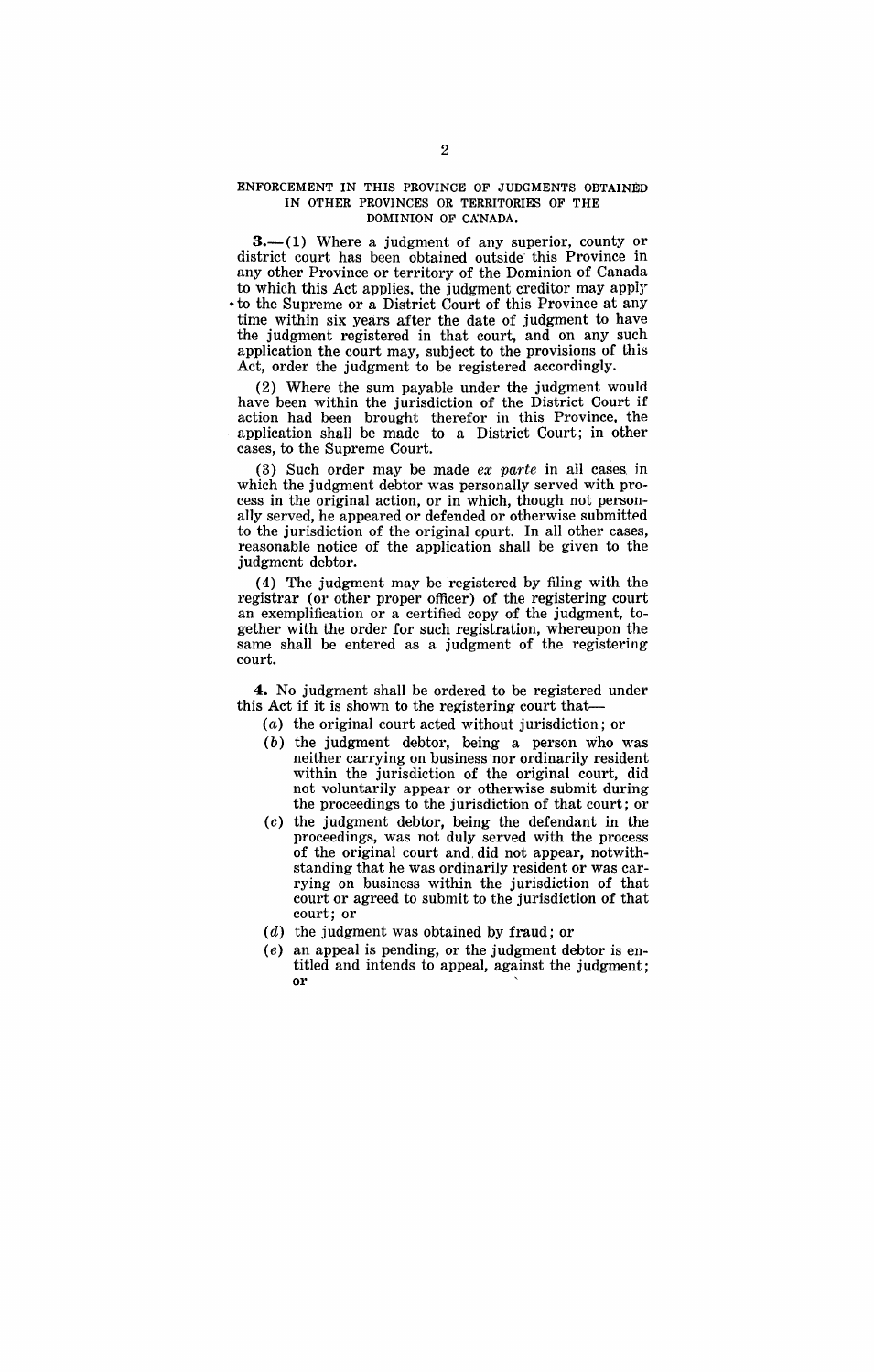## ENFORCEMENT IN THIS PROVINCE OF JUDGMENTS OBTAINED IN OTHER PROVINCES OR TERRITORIES OF THE DOMINION OF CANADA.

**3.**—(1) Where a judgment of any superior, county or district court has been obtained outside this Province in any other Province or territory of the Dominion of Canada to which this Act applies, the judgment creditor may apply to the Supreme or a District Court of this Province at any time within six years after the date of judgment to have the judgment registered in that court, and on any such application the court may, subject to the provisions of this Act, order the judgment to be registered accordingly.

(2) Where the sum payable under the judgment would have been within the jurisdiction of the District Court if action had been brought therefor in this Province, the application shall be made to a District Court; in other cases, to the Supreme Court.

(3) Such order may be made *ex parte* in all cases in which the judgment debtor was personally served with process in the original action, or in which, though not personally served, he appeared or defended or otherwise submitted to the jurisdiction of the original court. In all other cases, reasonable notice of the application shall be given to the judgment debtor.

(4) The judgment may be registered by filing with the registrar (or other proper officer) of the registering court an exemplification or a certified copy of the judgment, together with the order for such registration, whereupon the same shall be entered as a judgment of the registering court.

**4.** No judgment shall be ordered to be registered under this Act if it is shown to the registering court that—

(*a*) the original court acted without jurisdiction; or

(*b*) the judgment debtor, being a person who was neither carrying on business nor ordinarily resident within the jurisdiction of the original court, did not voluntarily appear or otherwise submit during the proceedings to the jurisdiction of that court; or

(*c*) the judgment debtor, being the defendant in the proceedings, was not duly served with the process of the original court and did not appear, notwithstanding that he was ordinarily resident or was carrying on business within the jurisdiction of that court or agreed to submit to the jurisdiction of that court; or

(*d*) the judgment was obtained by fraud; or

(*e*) an appeal is pending, or the judgment debtor is entitled and intends to appeal, against the judgment; or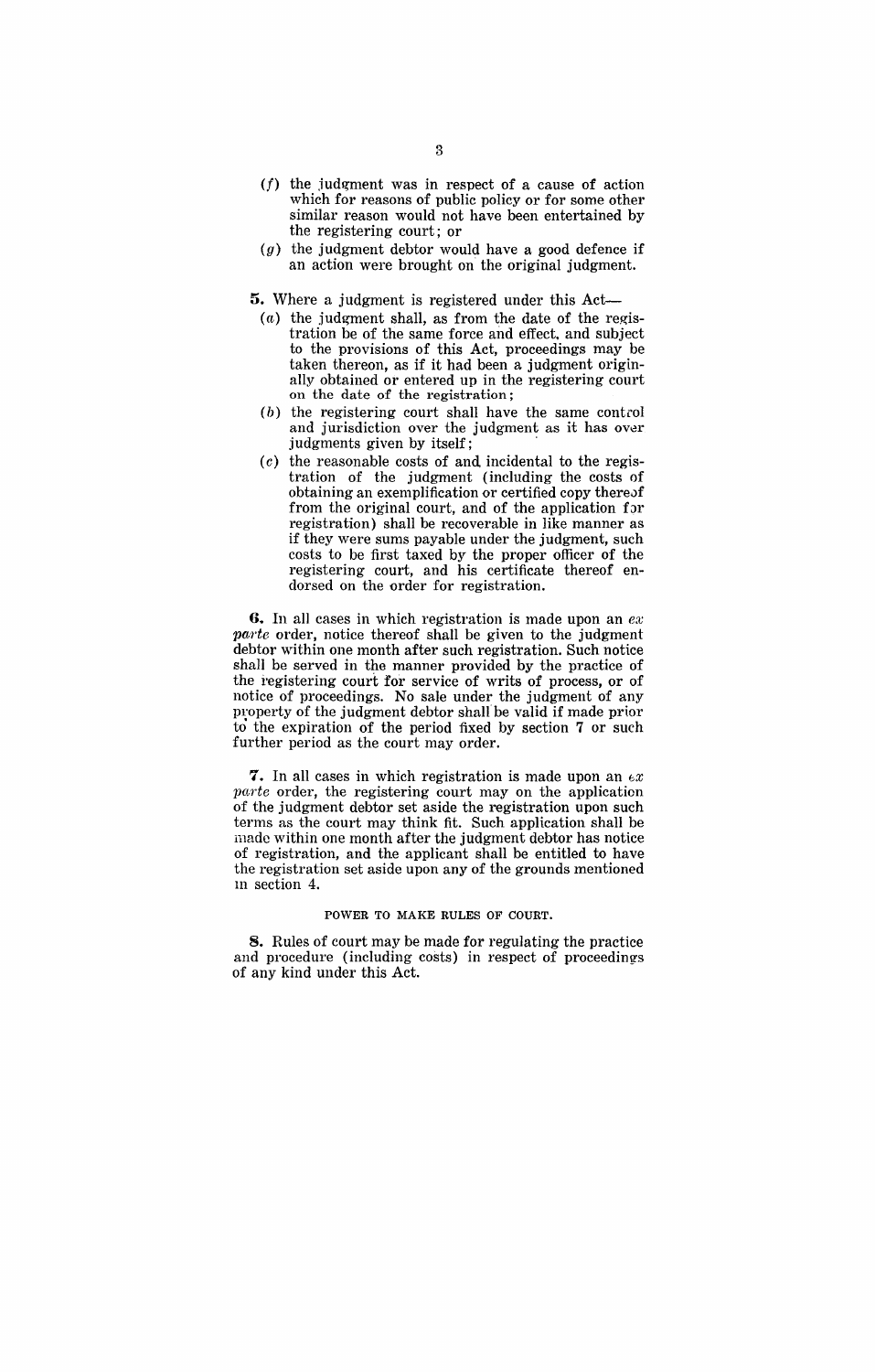(*f*) the judgment was in respect of a cause of action which for reasons of public policy or for some other similar reason would not have been entertained by the registering court; or

(*g*) the judgment debtor would have a good defence if an action were brought on the original judgment.

**5.** Where a judgment is registered under this Act—

(*a*) the judgment shall, as from the date of the registration be of the same force and effect, and subject to the provisions of this Act, proceedings may be taken thereon, as if it had been a judgment originally obtained or entered up in the registering court on the date of the registration;

(*b*) the registering court shall have the same control and jurisdiction over the judgment as it has over judgments given by itself;

(*c*) the reasonable costs of and incidental to the registration of the judgment (including the costs of obtaining an exemplification or certified copy thereof from the original court, and of the application for registration) shall be recoverable in like manner as if they were sums payable under the judgment, such costs to be first taxed by the proper officer of the registering court, and his certificate thereof endorsed on the order for registration.

**6.** In all cases in which registration is made upon an *ex parte* order, notice thereof shall be given to the judgment debtor within one month after such registration. Such notice shall be served in the manner provided by the practice of the registering court for service of writs of process, or of notice of proceedings. No sale under the judgment of any property of the judgment debtor shall be valid if made prior to the expiration of the period fixed by section 7 or such further period as the court may order.

**7.** In all cases in which registration is made upon an *ex parte* order, the registering court may on the application of the judgment debtor set aside the registration upon such terms as the court may think fit. Such application shall be made within one month after the judgment debtor has notice of registration, and the applicant shall be entitled to have the registration set aside upon any of the grounds mentioned in section 4.

### POWER TO MAKE RULES OF COURT.

**8.** Rules of court may be made for regulating the practice and procedure (including costs) in respect of proceedings of any kind under this Act.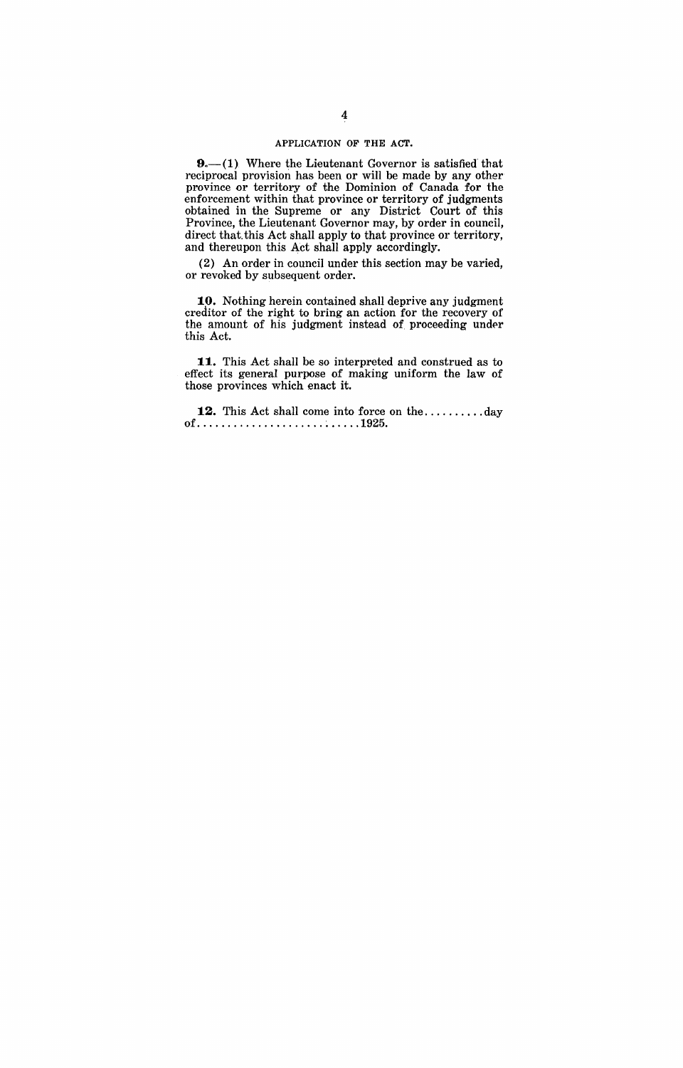## APPLICATION OF THE ACT.

**9.**—(1) Where the Lieutenant Governor is satisfied that reciprocal provision has been or will be made by any other province or territory of the Dominion of Canada for the enforcement within that province or territory of judgments obtained in the Supreme or any District Court of this Province, the Lieutenant Governor may, by order in council, direct that this Act shall apply to that province or territory, and thereupon this Act shall apply accordingly.

(2) An order in council under this section may be varied, or revoked by subsequent order.

**10.** Nothing herein contained shall deprive any judgment creditor of the right to bring an action for the recovery of the amount of his judgment instead of proceeding under this Act.

**11.** This Act shall be so interpreted and construed as to effect its general purpose of making uniform the law of those provinces which enact it.

**12.** This Act shall come into force on the..........day of............................1925.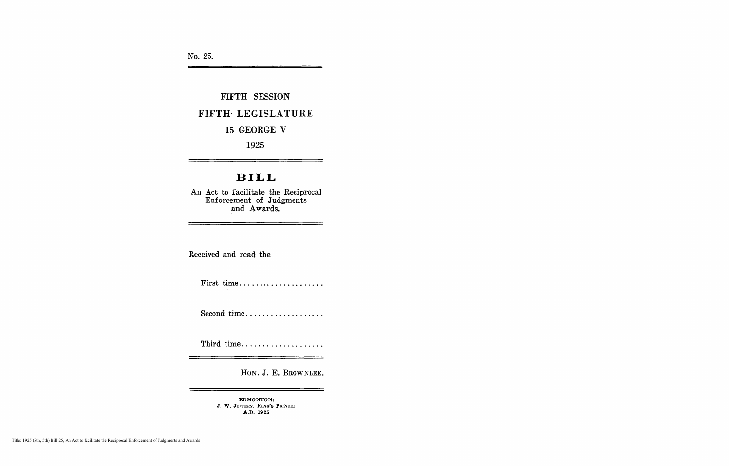No. 25.

FIFTH SESSION

FIFTH LEGISLATURE

15 GEORGE V

1925

# BILL

An Act to facilitate the Reciprocal Enforcement of Judgments and Awards.

Received and read the

First time....................

Second time..................

Third time...................

HON. J. E. BROWNLEE.

EDMONTON:
J. W. JEFFERY, KING'S PRINTER
A.D. 1925

Title: 1925 (5th, 5th) Bill 25, An Act to facilitate the Reciprocal Enforcement of Judgments and Awards